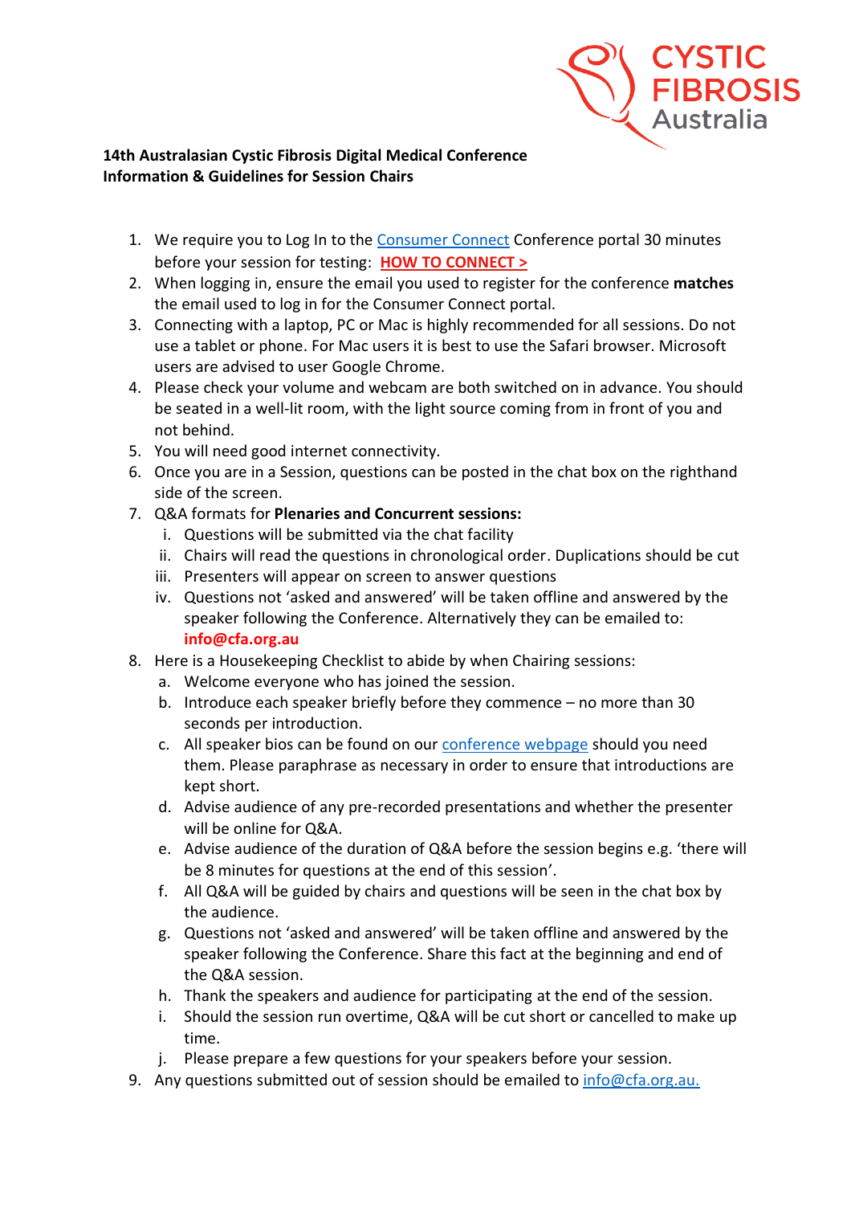**14th Australasian Cystic Fibrosis Digital Medical Conference**
**Information & Guidelines for Session Chairs**

1. We require you to Log In to the Consumer Connect Conference portal 30 minutes before your session for testing: **HOW TO CONNECT >**
2. When logging in, ensure the email you used to register for the conference **matches** the email used to log in for the Consumer Connect portal.
3. Connecting with a laptop, PC or Mac is highly recommended for all sessions. Do not use a tablet or phone. For Mac users it is best to use the Safari browser. Microsoft users are advised to user Google Chrome.
4. Please check your volume and webcam are both switched on in advance. You should be seated in a well-lit room, with the light source coming from in front of you and not behind.
5. You will need good internet connectivity.
6. Once you are in a Session, questions can be posted in the chat box on the righthand side of the screen.
7. Q&A formats for **Plenaries and Concurrent sessions:**
   i. Questions will be submitted via the chat facility
   ii. Chairs will read the questions in chronological order. Duplications should be cut
   iii. Presenters will appear on screen to answer questions
   iv. Questions not 'asked and answered' will be taken offline and answered by the speaker following the Conference. Alternatively they can be emailed to: **info@cfa.org.au**
8. Here is a Housekeeping Checklist to abide by when Chairing sessions:
   a. Welcome everyone who has joined the session.
   b. Introduce each speaker briefly before they commence – no more than 30 seconds per introduction.
   c. All speaker bios can be found on our conference webpage should you need them. Please paraphrase as necessary in order to ensure that introductions are kept short.
   d. Advise audience of any pre-recorded presentations and whether the presenter will be online for Q&A.
   e. Advise audience of the duration of Q&A before the session begins e.g. 'there will be 8 minutes for questions at the end of this session'.
   f. All Q&A will be guided by chairs and questions will be seen in the chat box by the audience.
   g. Questions not 'asked and answered' will be taken offline and answered by the speaker following the Conference. Share this fact at the beginning and end of the Q&A session.
   h. Thank the speakers and audience for participating at the end of the session.
   i. Should the session run overtime, Q&A will be cut short or cancelled to make up time.
   j. Please prepare a few questions for your speakers before your session.
9. Any questions submitted out of session should be emailed to info@cfa.org.au.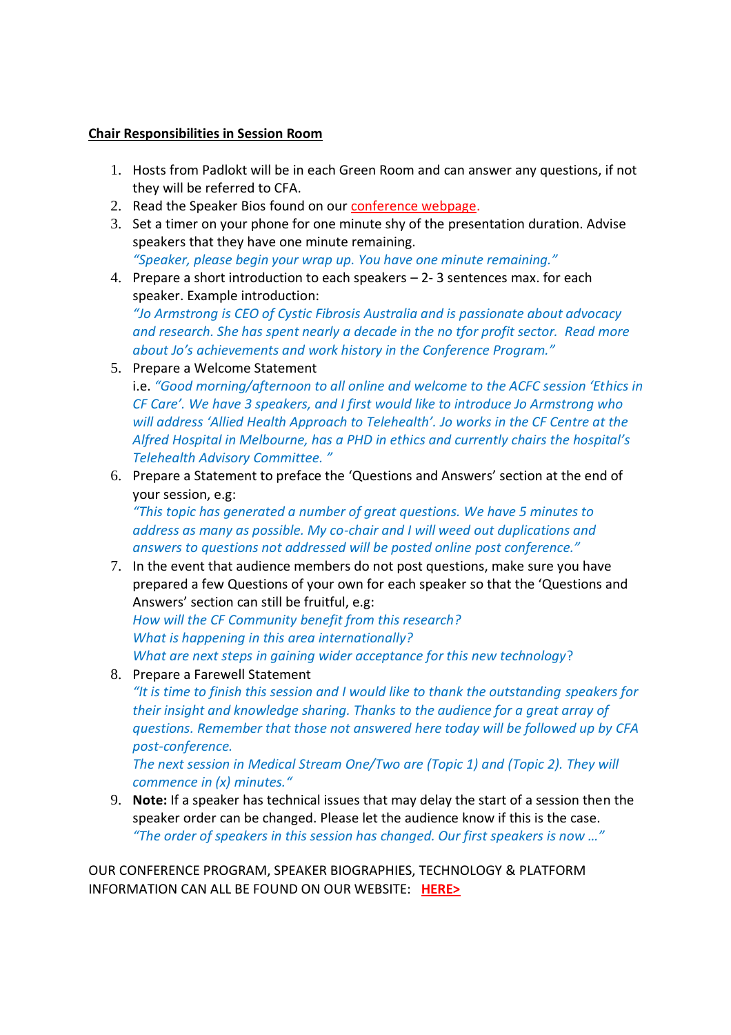**Chair Responsibilities in Session Room**

1. Hosts from Padlokt will be in each Green Room and can answer any questions, if not they will be referred to CFA.
2. Read the Speaker Bios found on our conference webpage.
3. Set a timer on your phone for one minute shy of the presentation duration. Advise speakers that they have one minute remaining.
   *"Speaker, please begin your wrap up. You have one minute remaining."*
4. Prepare a short introduction to each speakers – 2- 3 sentences max. for each speaker. Example introduction:
   *"Jo Armstrong is CEO of Cystic Fibrosis Australia and is passionate about advocacy and research. She has spent nearly a decade in the no tfor profit sector. Read more about Jo's achievements and work history in the Conference Program."*
5. Prepare a Welcome Statement
   i.e. *"Good morning/afternoon to all online and welcome to the ACFC session 'Ethics in CF Care'. We have 3 speakers, and I first would like to introduce Jo Armstrong who will address 'Allied Health Approach to Telehealth'. Jo works in the CF Centre at the Alfred Hospital in Melbourne, has a PHD in ethics and currently chairs the hospital's Telehealth Advisory Committee. "*
6. Prepare a Statement to preface the 'Questions and Answers' section at the end of your session, e.g:
   *"This topic has generated a number of great questions. We have 5 minutes to address as many as possible. My co-chair and I will weed out duplications and answers to questions not addressed will be posted online post conference."*
7. In the event that audience members do not post questions, make sure you have prepared a few Questions of your own for each speaker so that the 'Questions and Answers' section can still be fruitful, e.g:
   *How will the CF Community benefit from this research?*
   *What is happening in this area internationally?*
   *What are next steps in gaining wider acceptance for this new technology?*
8. Prepare a Farewell Statement
   *"It is time to finish this session and I would like to thank the outstanding speakers for their insight and knowledge sharing. Thanks to the audience for a great array of questions. Remember that those not answered here today will be followed up by CFA post-conference.*
   *The next session in Medical Stream One/Two are (Topic 1) and (Topic 2). They will commence in (x) minutes."*
9. **Note:** If a speaker has technical issues that may delay the start of a session then the speaker order can be changed. Please let the audience know if this is the case.
   *"The order of speakers in this session has changed. Our first speakers is now …"*

OUR CONFERENCE PROGRAM, SPEAKER BIOGRAPHIES, TECHNOLOGY & PLATFORM INFORMATION CAN ALL BE FOUND ON OUR WEBSITE: **HERE>**